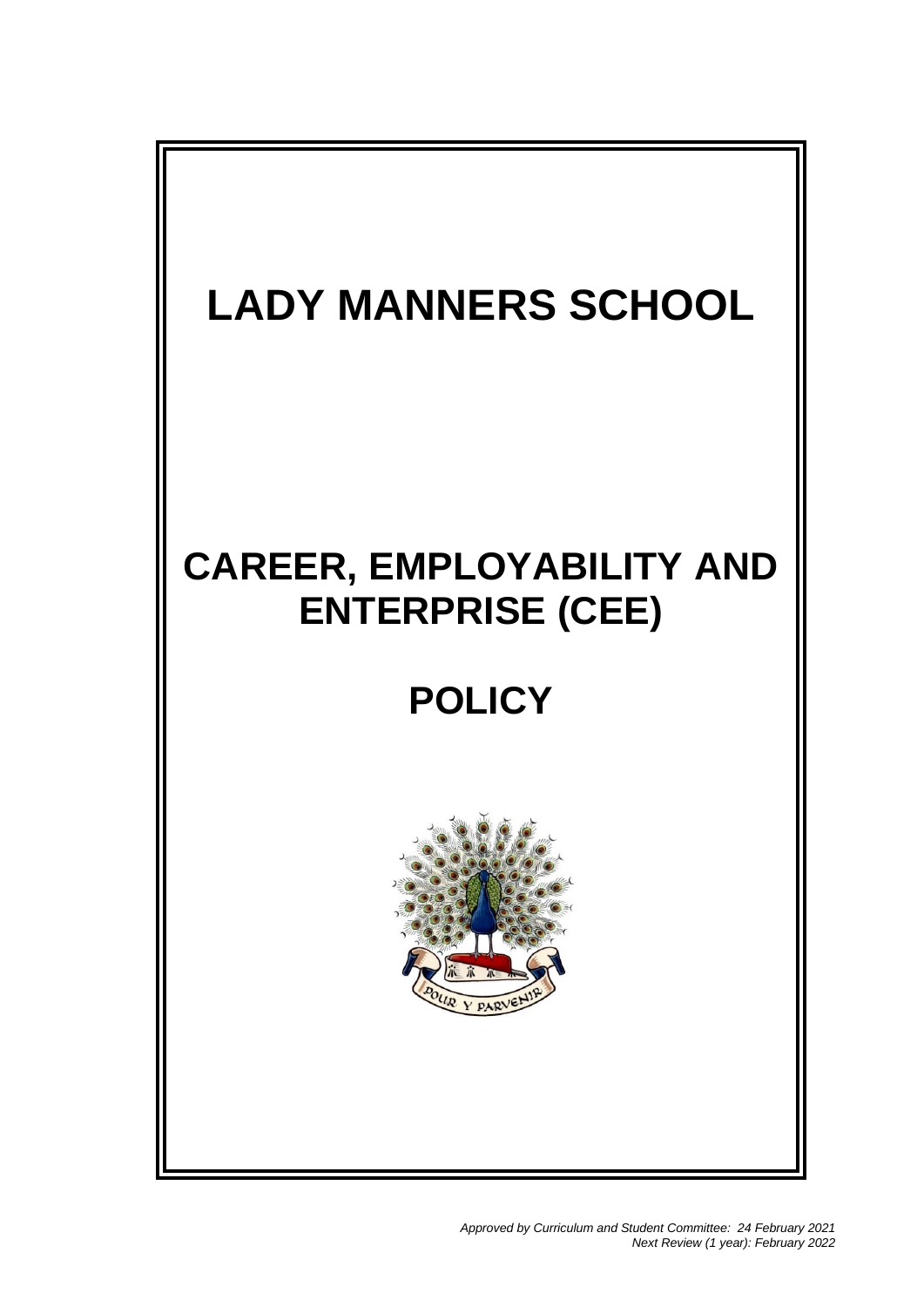# LADY MANNERS SCHOOL

# CAREER, EMPLOYABILITY AND ENTERPRISE (CEE)

# POLICY

POUR Y PARVENIR

*Approved by Curriculum and Student Committee: 24 February 2021*
*Next Review (1 year): February 2022*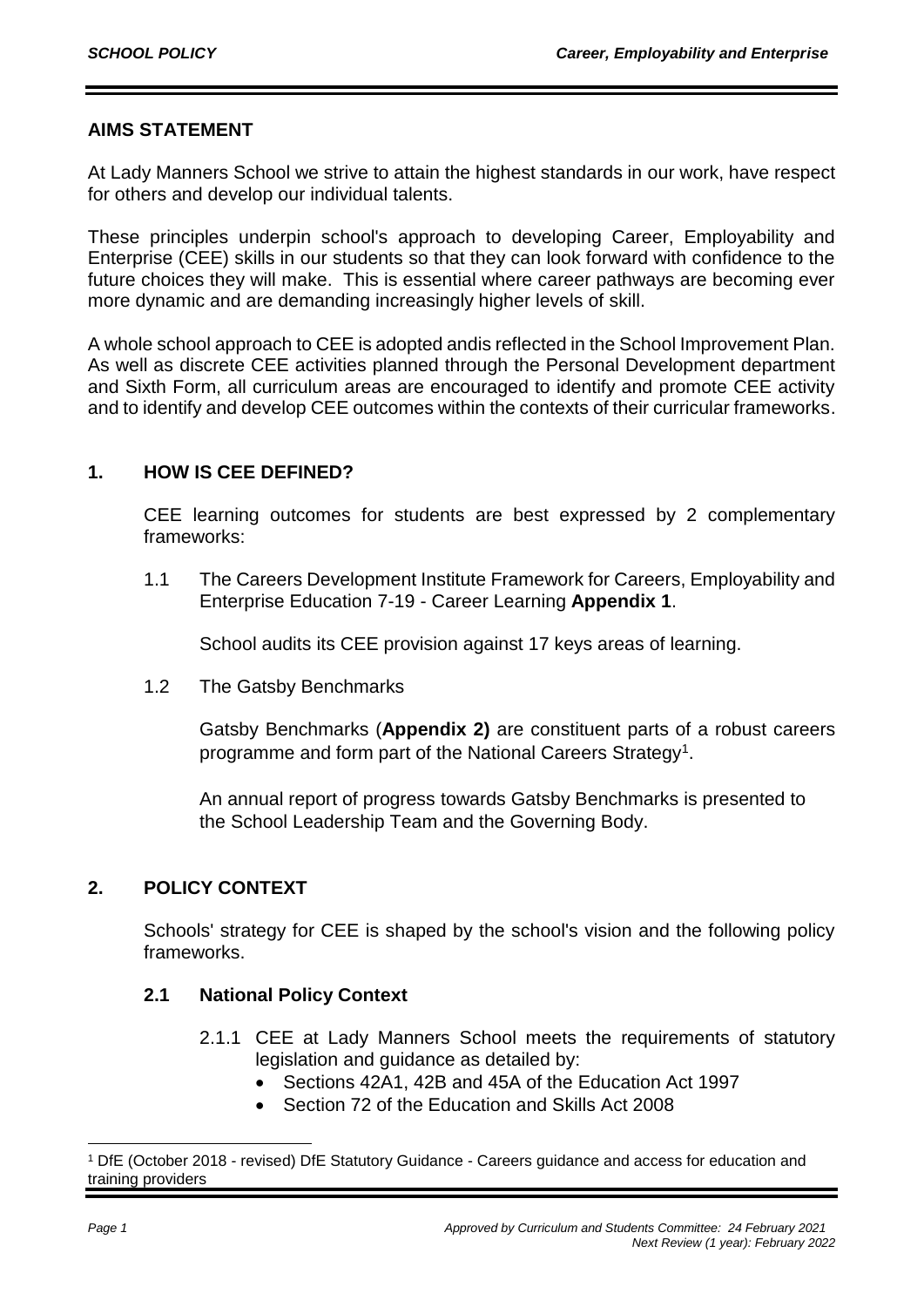## AIMS STATEMENT

At Lady Manners School we strive to attain the highest standards in our work, have respect for others and develop our individual talents.

These principles underpin school's approach to developing Career, Employability and Enterprise (CEE) skills in our students so that they can look forward with confidence to the future choices they will make. This is essential where career pathways are becoming ever more dynamic and are demanding increasingly higher levels of skill.

A whole school approach to CEE is adopted andis reflected in the School Improvement Plan. As well as discrete CEE activities planned through the Personal Development department and Sixth Form, all curriculum areas are encouraged to identify and promote CEE activity and to identify and develop CEE outcomes within the contexts of their curricular frameworks.

## 1. HOW IS CEE DEFINED?

CEE learning outcomes for students are best expressed by 2 complementary frameworks:

1.1 The Careers Development Institute Framework for Careers, Employability and Enterprise Education 7-19 - Career Learning **Appendix 1**.

School audits its CEE provision against 17 keys areas of learning.

1.2 The Gatsby Benchmarks

Gatsby Benchmarks (**Appendix 2)** are constituent parts of a robust careers programme and form part of the National Careers Strategy[1].

An annual report of progress towards Gatsby Benchmarks is presented to the School Leadership Team and the Governing Body.

## 2. POLICY CONTEXT

Schools' strategy for CEE is shaped by the school's vision and the following policy frameworks.

### 2.1 National Policy Context

2.1.1 CEE at Lady Manners School meets the requirements of statutory legislation and guidance as detailed by:

- Sections 42A1, 42B and 45A of the Education Act 1997
- Section 72 of the Education and Skills Act 2008

[1] DfE (October 2018 - revised) DfE Statutory Guidance - Careers guidance and access for education and training providers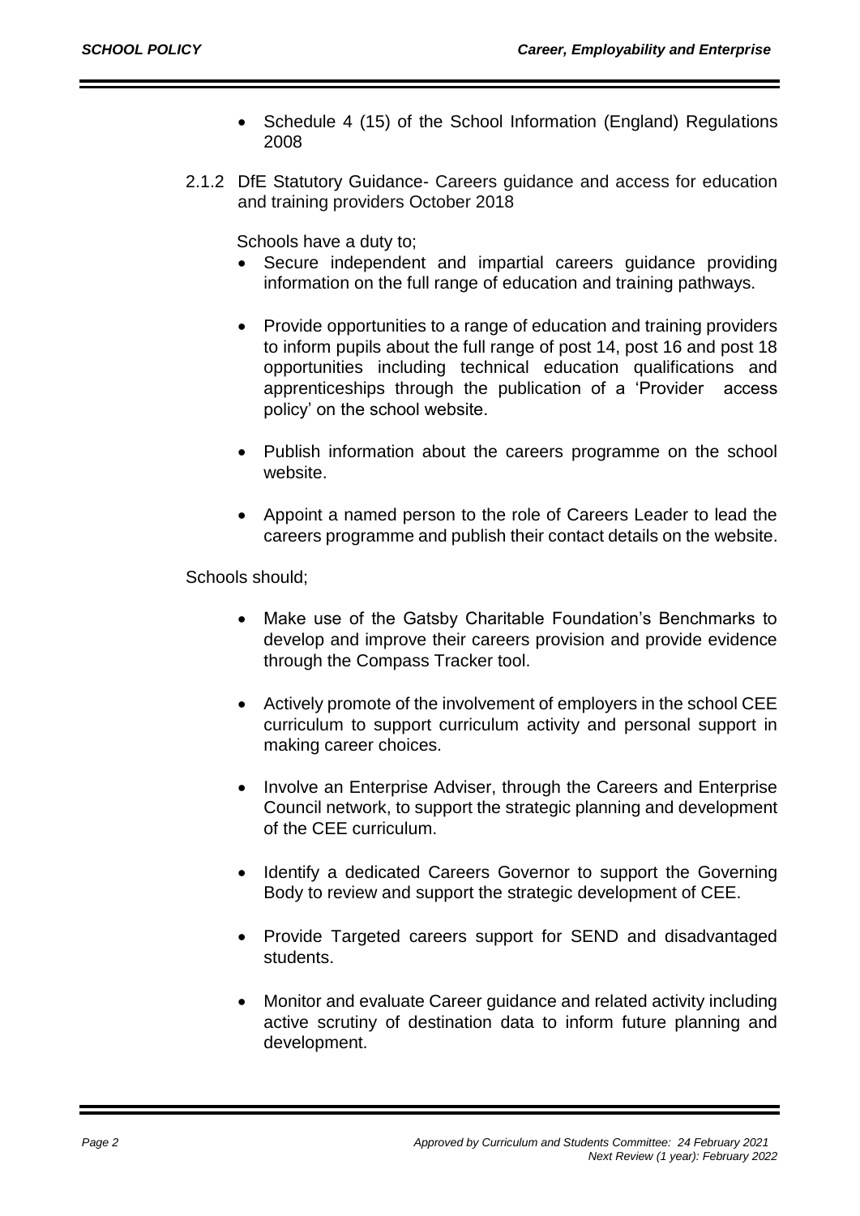- Schedule 4 (15) of the School Information (England) Regulations 2008

2.1.2 DfE Statutory Guidance- Careers guidance and access for education and training providers October 2018

Schools have a duty to;

- Secure independent and impartial careers guidance providing information on the full range of education and training pathways.
- Provide opportunities to a range of education and training providers to inform pupils about the full range of post 14, post 16 and post 18 opportunities including technical education qualifications and apprenticeships through the publication of a 'Provider access policy' on the school website.
- Publish information about the careers programme on the school website.
- Appoint a named person to the role of Careers Leader to lead the careers programme and publish their contact details on the website.

Schools should;

- Make use of the Gatsby Charitable Foundation's Benchmarks to develop and improve their careers provision and provide evidence through the Compass Tracker tool.
- Actively promote of the involvement of employers in the school CEE curriculum to support curriculum activity and personal support in making career choices.
- Involve an Enterprise Adviser, through the Careers and Enterprise Council network, to support the strategic planning and development of the CEE curriculum.
- Identify a dedicated Careers Governor to support the Governing Body to review and support the strategic development of CEE.
- Provide Targeted careers support for SEND and disadvantaged students.
- Monitor and evaluate Career guidance and related activity including active scrutiny of destination data to inform future planning and development.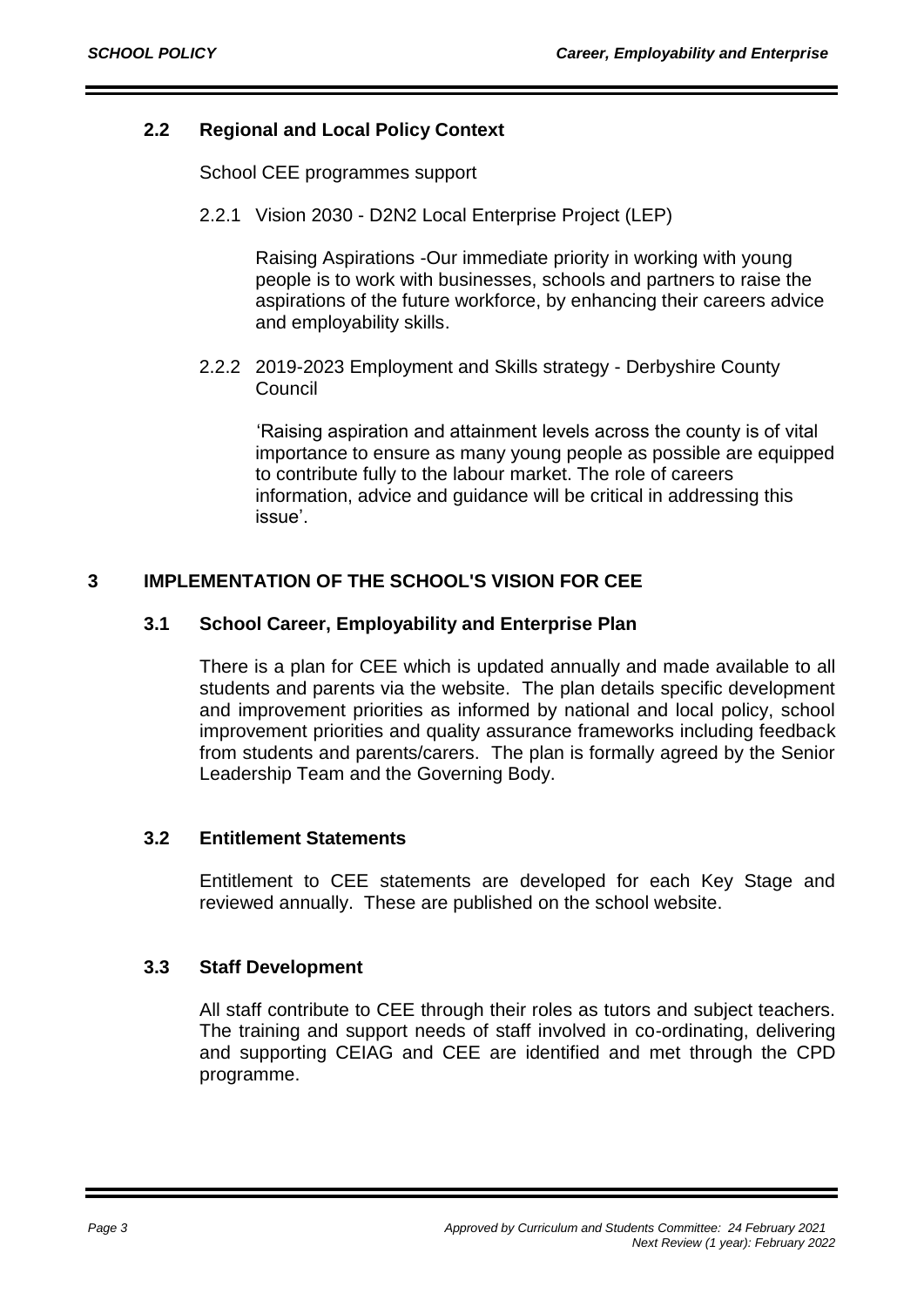### 2.2 Regional and Local Policy Context

School CEE programmes support

2.2.1 Vision 2030 - D2N2 Local Enterprise Project (LEP)

Raising Aspirations -Our immediate priority in working with young people is to work with businesses, schools and partners to raise the aspirations of the future workforce, by enhancing their careers advice and employability skills.

2.2.2 2019-2023 Employment and Skills strategy - Derbyshire County Council

'Raising aspiration and attainment levels across the county is of vital importance to ensure as many young people as possible are equipped to contribute fully to the labour market. The role of careers information, advice and guidance will be critical in addressing this issue'.

## 3 IMPLEMENTATION OF THE SCHOOL'S VISION FOR CEE

### 3.1 School Career, Employability and Enterprise Plan

There is a plan for CEE which is updated annually and made available to all students and parents via the website. The plan details specific development and improvement priorities as informed by national and local policy, school improvement priorities and quality assurance frameworks including feedback from students and parents/carers. The plan is formally agreed by the Senior Leadership Team and the Governing Body.

### 3.2 Entitlement Statements

Entitlement to CEE statements are developed for each Key Stage and reviewed annually. These are published on the school website.

### 3.3 Staff Development

All staff contribute to CEE through their roles as tutors and subject teachers. The training and support needs of staff involved in co-ordinating, delivering and supporting CEIAG and CEE are identified and met through the CPD programme.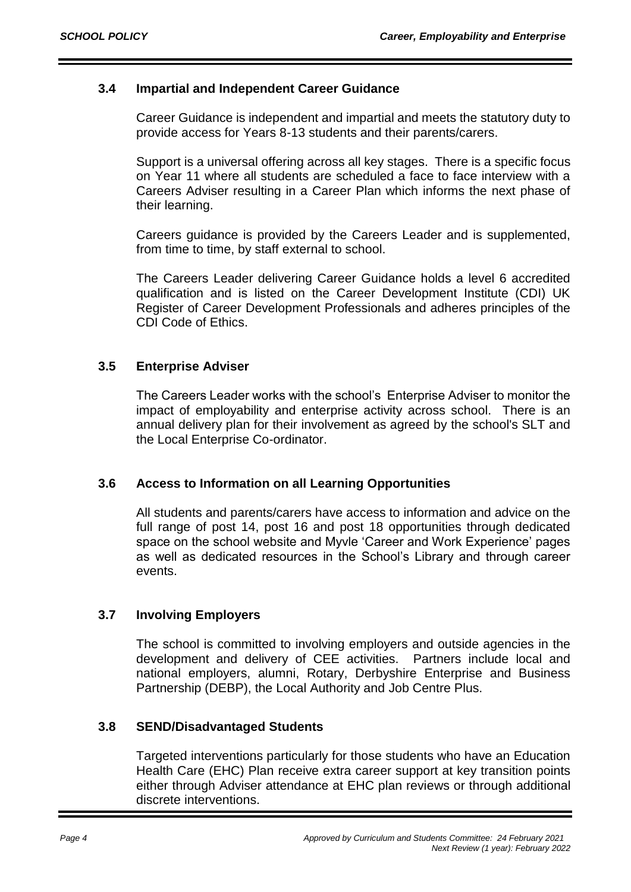### 3.4 Impartial and Independent Career Guidance

Career Guidance is independent and impartial and meets the statutory duty to provide access for Years 8-13 students and their parents/carers.

Support is a universal offering across all key stages. There is a specific focus on Year 11 where all students are scheduled a face to face interview with a Careers Adviser resulting in a Career Plan which informs the next phase of their learning.

Careers guidance is provided by the Careers Leader and is supplemented, from time to time, by staff external to school.

The Careers Leader delivering Career Guidance holds a level 6 accredited qualification and is listed on the Career Development Institute (CDI) UK Register of Career Development Professionals and adheres principles of the CDI Code of Ethics.

### 3.5 Enterprise Adviser

The Careers Leader works with the school's Enterprise Adviser to monitor the impact of employability and enterprise activity across school. There is an annual delivery plan for their involvement as agreed by the school's SLT and the Local Enterprise Co-ordinator.

### 3.6 Access to Information on all Learning Opportunities

All students and parents/carers have access to information and advice on the full range of post 14, post 16 and post 18 opportunities through dedicated space on the school website and Myvle 'Career and Work Experience' pages as well as dedicated resources in the School's Library and through career events.

### 3.7 Involving Employers

The school is committed to involving employers and outside agencies in the development and delivery of CEE activities. Partners include local and national employers, alumni, Rotary, Derbyshire Enterprise and Business Partnership (DEBP), the Local Authority and Job Centre Plus.

### 3.8 SEND/Disadvantaged Students

Targeted interventions particularly for those students who have an Education Health Care (EHC) Plan receive extra career support at key transition points either through Adviser attendance at EHC plan reviews or through additional discrete interventions.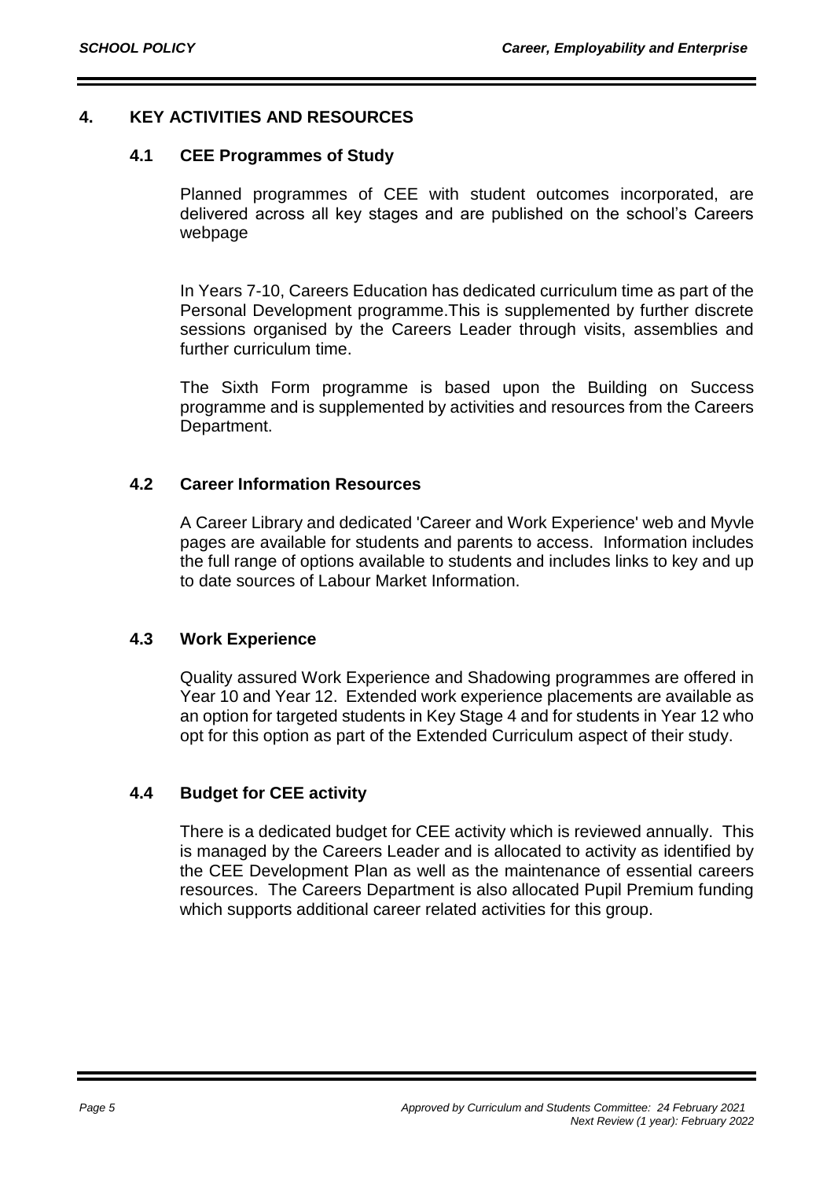## 4. KEY ACTIVITIES AND RESOURCES

### 4.1 CEE Programmes of Study

Planned programmes of CEE with student outcomes incorporated, are delivered across all key stages and are published on the school's Careers webpage

In Years 7-10, Careers Education has dedicated curriculum time as part of the Personal Development programme.This is supplemented by further discrete sessions organised by the Careers Leader through visits, assemblies and further curriculum time.

The Sixth Form programme is based upon the Building on Success programme and is supplemented by activities and resources from the Careers Department.

### 4.2 Career Information Resources

A Career Library and dedicated 'Career and Work Experience' web and Myvle pages are available for students and parents to access. Information includes the full range of options available to students and includes links to key and up to date sources of Labour Market Information.

### 4.3 Work Experience

Quality assured Work Experience and Shadowing programmes are offered in Year 10 and Year 12. Extended work experience placements are available as an option for targeted students in Key Stage 4 and for students in Year 12 who opt for this option as part of the Extended Curriculum aspect of their study.

### 4.4 Budget for CEE activity

There is a dedicated budget for CEE activity which is reviewed annually. This is managed by the Careers Leader and is allocated to activity as identified by the CEE Development Plan as well as the maintenance of essential careers resources. The Careers Department is also allocated Pupil Premium funding which supports additional career related activities for this group.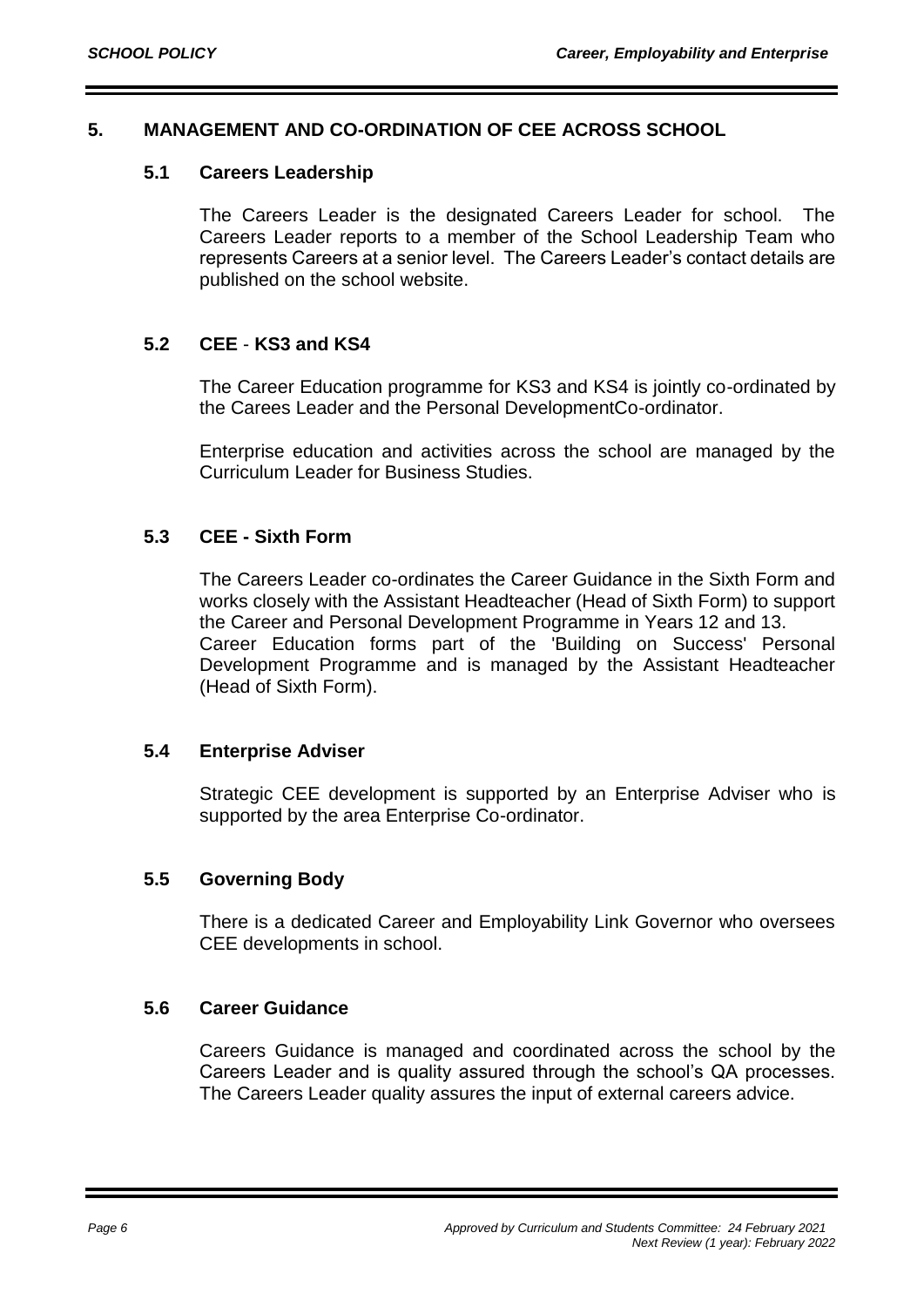## 5. MANAGEMENT AND CO-ORDINATION OF CEE ACROSS SCHOOL

### 5.1 Careers Leadership

The Careers Leader is the designated Careers Leader for school. The Careers Leader reports to a member of the School Leadership Team who represents Careers at a senior level. The Careers Leader's contact details are published on the school website.

### 5.2 CEE - KS3 and KS4

The Career Education programme for KS3 and KS4 is jointly co-ordinated by the Carees Leader and the Personal DevelopmentCo-ordinator.

Enterprise education and activities across the school are managed by the Curriculum Leader for Business Studies.

### 5.3 CEE - Sixth Form

The Careers Leader co-ordinates the Career Guidance in the Sixth Form and works closely with the Assistant Headteacher (Head of Sixth Form) to support the Career and Personal Development Programme in Years 12 and 13.
Career Education forms part of the 'Building on Success' Personal Development Programme and is managed by the Assistant Headteacher (Head of Sixth Form).

### 5.4 Enterprise Adviser

Strategic CEE development is supported by an Enterprise Adviser who is supported by the area Enterprise Co-ordinator.

### 5.5 Governing Body

There is a dedicated Career and Employability Link Governor who oversees CEE developments in school.

### 5.6 Career Guidance

Careers Guidance is managed and coordinated across the school by the Careers Leader and is quality assured through the school's QA processes. The Careers Leader quality assures the input of external careers advice.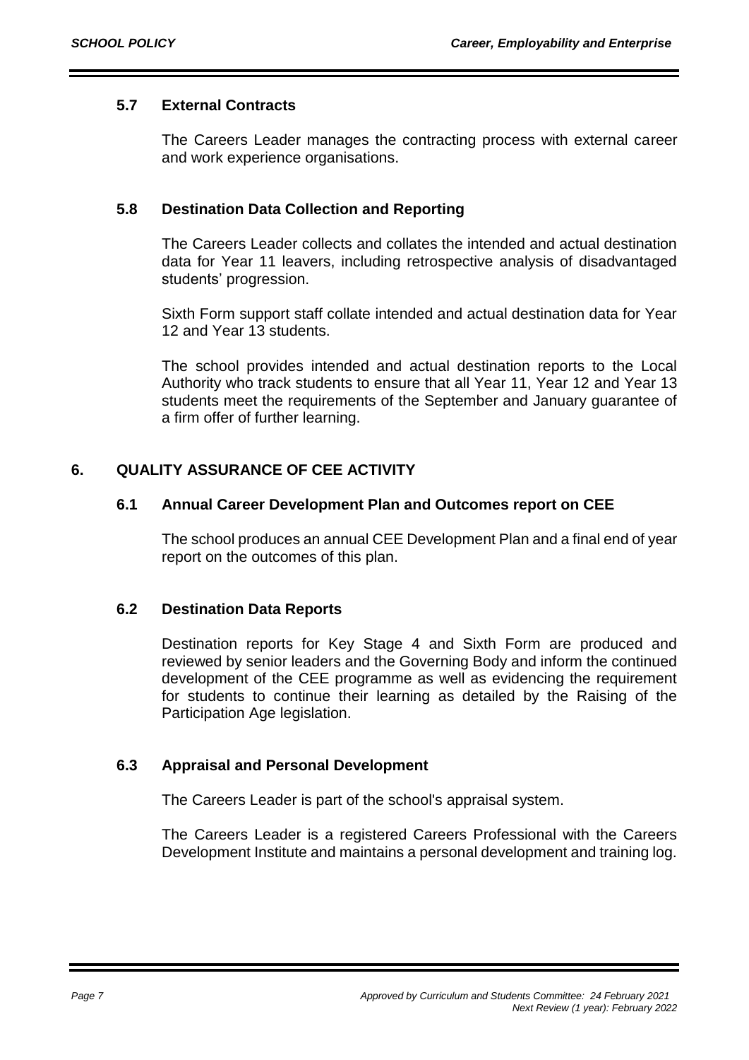### 5.7 External Contracts

The Careers Leader manages the contracting process with external career and work experience organisations.

### 5.8 Destination Data Collection and Reporting

The Careers Leader collects and collates the intended and actual destination data for Year 11 leavers, including retrospective analysis of disadvantaged students' progression.

Sixth Form support staff collate intended and actual destination data for Year 12 and Year 13 students.

The school provides intended and actual destination reports to the Local Authority who track students to ensure that all Year 11, Year 12 and Year 13 students meet the requirements of the September and January guarantee of a firm offer of further learning.

## 6. QUALITY ASSURANCE OF CEE ACTIVITY

### 6.1 Annual Career Development Plan and Outcomes report on CEE

The school produces an annual CEE Development Plan and a final end of year report on the outcomes of this plan.

### 6.2 Destination Data Reports

Destination reports for Key Stage 4 and Sixth Form are produced and reviewed by senior leaders and the Governing Body and inform the continued development of the CEE programme as well as evidencing the requirement for students to continue their learning as detailed by the Raising of the Participation Age legislation.

### 6.3 Appraisal and Personal Development

The Careers Leader is part of the school's appraisal system.

The Careers Leader is a registered Careers Professional with the Careers Development Institute and maintains a personal development and training log.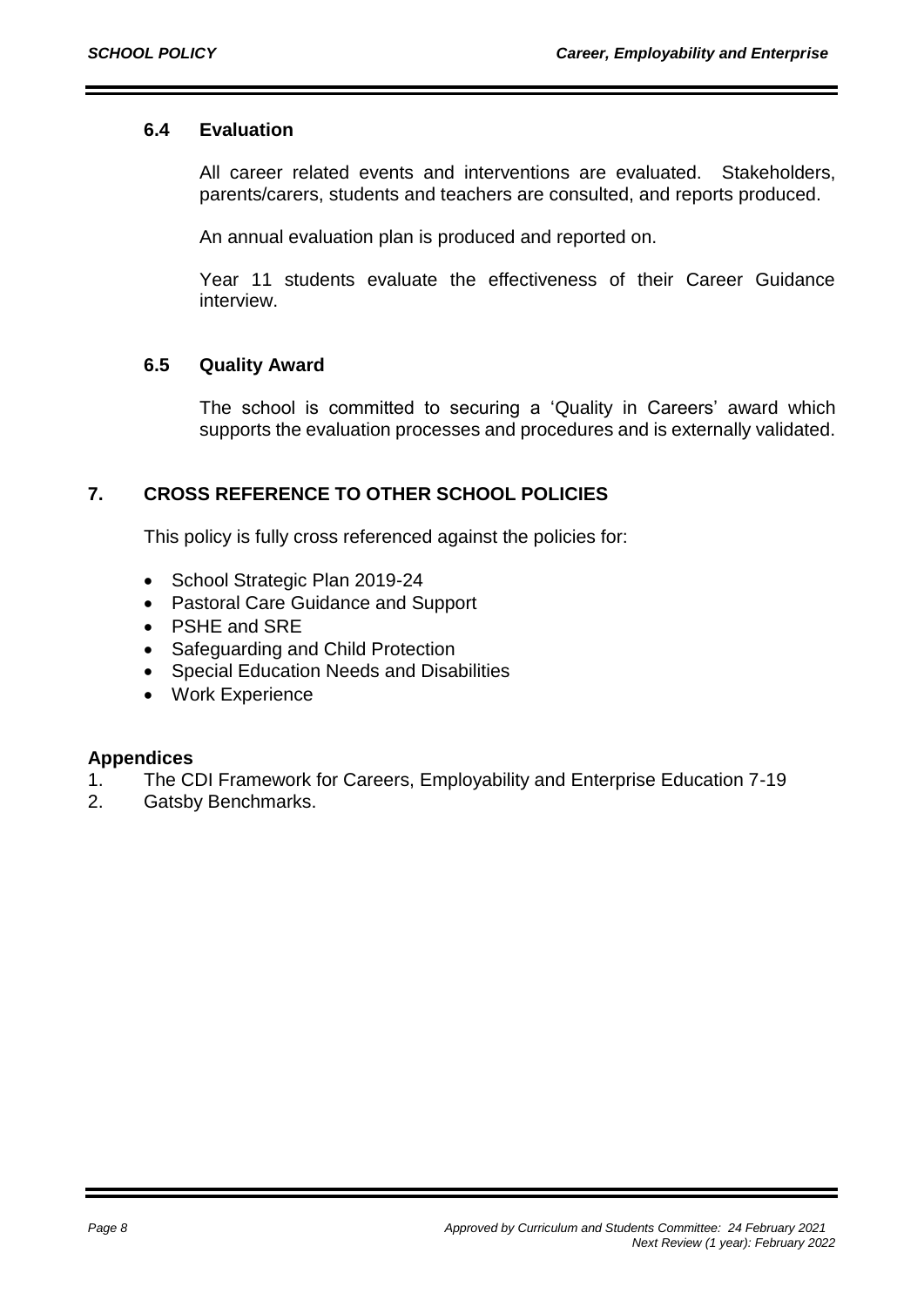### 6.4 Evaluation

All career related events and interventions are evaluated. Stakeholders, parents/carers, students and teachers are consulted, and reports produced.

An annual evaluation plan is produced and reported on.

Year 11 students evaluate the effectiveness of their Career Guidance interview.

### 6.5 Quality Award

The school is committed to securing a 'Quality in Careers' award which supports the evaluation processes and procedures and is externally validated.

## 7. CROSS REFERENCE TO OTHER SCHOOL POLICIES

This policy is fully cross referenced against the policies for:

- School Strategic Plan 2019-24
- Pastoral Care Guidance and Support
- PSHE and SRE
- Safeguarding and Child Protection
- Special Education Needs and Disabilities
- Work Experience

**Appendices**

1. The CDI Framework for Careers, Employability and Enterprise Education 7-19
2. Gatsby Benchmarks.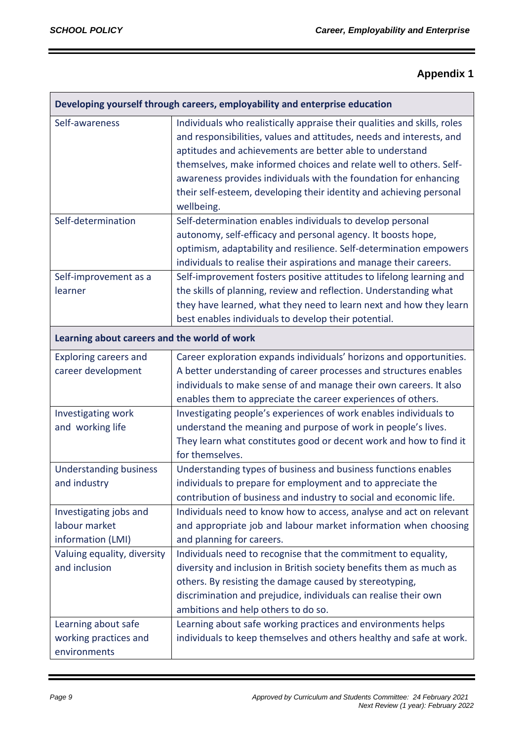## Appendix 1

| Developing yourself through careers, employability and enterprise education | |
|---|---|
| Self-awareness | Individuals who realistically appraise their qualities and skills, roles and responsibilities, values and attitudes, needs and interests, and aptitudes and achievements are better able to understand themselves, make informed choices and relate well to others. Self-awareness provides individuals with the foundation for enhancing their self-esteem, developing their identity and achieving personal wellbeing. |
| Self-determination | Self-determination enables individuals to develop personal autonomy, self-efficacy and personal agency. It boosts hope, optimism, adaptability and resilience. Self-determination empowers individuals to realise their aspirations and manage their careers. |
| Self-improvement as a learner | Self-improvement fosters positive attitudes to lifelong learning and the skills of planning, review and reflection. Understanding what they have learned, what they need to learn next and how they learn best enables individuals to develop their potential. |
| **Learning about careers and the world of work** | |
| Exploring careers and career development | Career exploration expands individuals' horizons and opportunities. A better understanding of career processes and structures enables individuals to make sense of and manage their own careers. It also enables them to appreciate the career experiences of others. |
| Investigating work and working life | Investigating people's experiences of work enables individuals to understand the meaning and purpose of work in people's lives. They learn what constitutes good or decent work and how to find it for themselves. |
| Understanding business and industry | Understanding types of business and business functions enables individuals to prepare for employment and to appreciate the contribution of business and industry to social and economic life. |
| Investigating jobs and labour market information (LMI) | Individuals need to know how to access, analyse and act on relevant and appropriate job and labour market information when choosing and planning for careers. |
| Valuing equality, diversity and inclusion | Individuals need to recognise that the commitment to equality, diversity and inclusion in British society benefits them as much as others. By resisting the damage caused by stereotyping, discrimination and prejudice, individuals can realise their own ambitions and help others to do so. |
| Learning about safe working practices and environments | Learning about safe working practices and environments helps individuals to keep themselves and others healthy and safe at work. |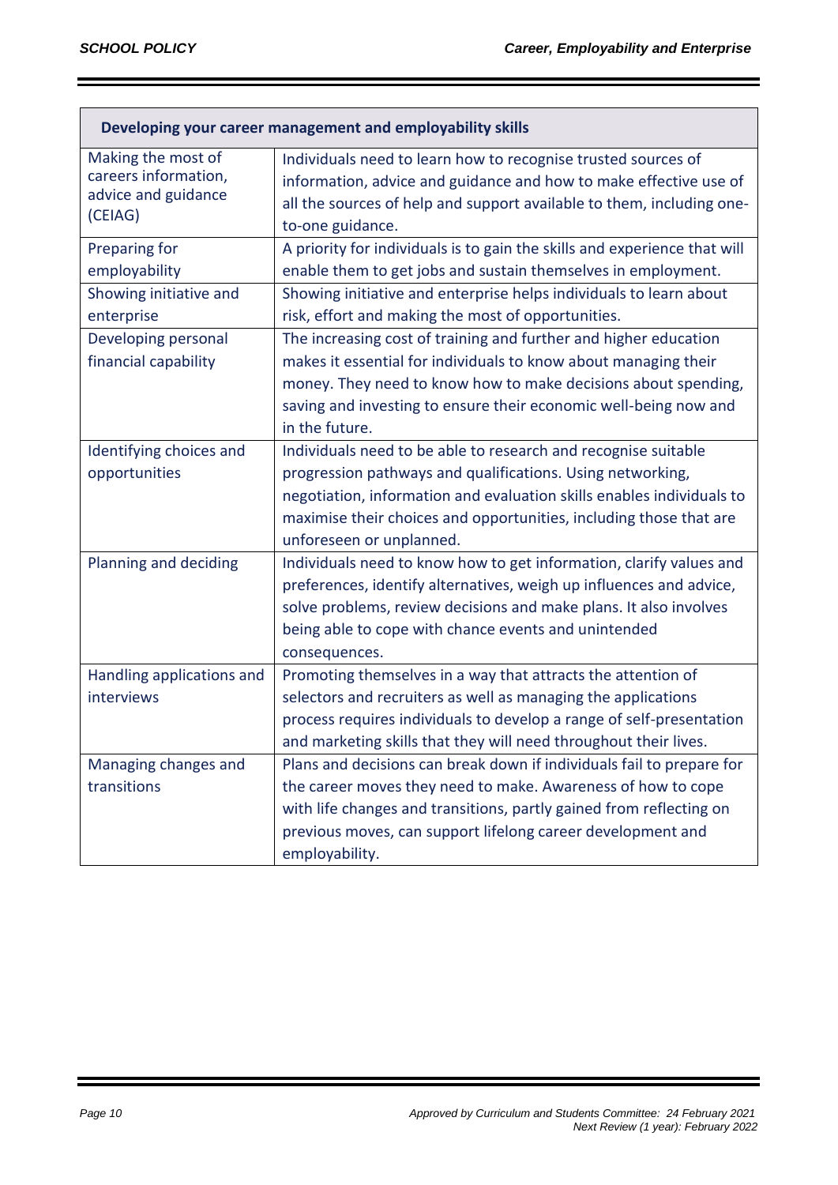| Developing your career management and employability skills | |
|---|---|
| Making the most of careers information, advice and guidance (CEIAG) | Individuals need to learn how to recognise trusted sources of information, advice and guidance and how to make effective use of all the sources of help and support available to them, including one-to-one guidance. |
| Preparing for employability | A priority for individuals is to gain the skills and experience that will enable them to get jobs and sustain themselves in employment. |
| Showing initiative and enterprise | Showing initiative and enterprise helps individuals to learn about risk, effort and making the most of opportunities. |
| Developing personal financial capability | The increasing cost of training and further and higher education makes it essential for individuals to know about managing their money. They need to know how to make decisions about spending, saving and investing to ensure their economic well-being now and in the future. |
| Identifying choices and opportunities | Individuals need to be able to research and recognise suitable progression pathways and qualifications. Using networking, negotiation, information and evaluation skills enables individuals to maximise their choices and opportunities, including those that are unforeseen or unplanned. |
| Planning and deciding | Individuals need to know how to get information, clarify values and preferences, identify alternatives, weigh up influences and advice, solve problems, review decisions and make plans. It also involves being able to cope with chance events and unintended consequences. |
| Handling applications and interviews | Promoting themselves in a way that attracts the attention of selectors and recruiters as well as managing the applications process requires individuals to develop a range of self-presentation and marketing skills that they will need throughout their lives. |
| Managing changes and transitions | Plans and decisions can break down if individuals fail to prepare for the career moves they need to make. Awareness of how to cope with life changes and transitions, partly gained from reflecting on previous moves, can support lifelong career development and employability. |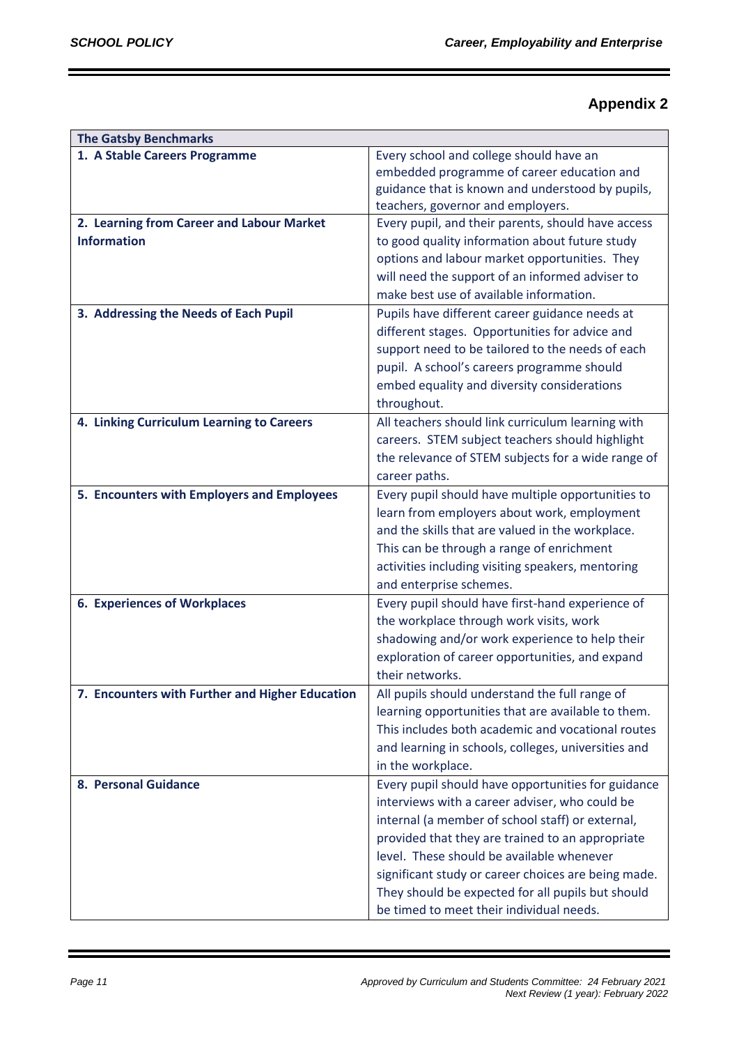## Appendix 2

| The Gatsby Benchmarks | |
|---|---|
| **1. A Stable Careers Programme** | Every school and college should have an embedded programme of career education and guidance that is known and understood by pupils, teachers, governor and employers. |
| **2. Learning from Career and Labour Market Information** | Every pupil, and their parents, should have access to good quality information about future study options and labour market opportunities. They will need the support of an informed adviser to make best use of available information. |
| **3. Addressing the Needs of Each Pupil** | Pupils have different career guidance needs at different stages. Opportunities for advice and support need to be tailored to the needs of each pupil. A school's careers programme should embed equality and diversity considerations throughout. |
| **4. Linking Curriculum Learning to Careers** | All teachers should link curriculum learning with careers. STEM subject teachers should highlight the relevance of STEM subjects for a wide range of career paths. |
| **5. Encounters with Employers and Employees** | Every pupil should have multiple opportunities to learn from employers about work, employment and the skills that are valued in the workplace. This can be through a range of enrichment activities including visiting speakers, mentoring and enterprise schemes. |
| **6. Experiences of Workplaces** | Every pupil should have first-hand experience of the workplace through work visits, work shadowing and/or work experience to help their exploration of career opportunities, and expand their networks. |
| **7. Encounters with Further and Higher Education** | All pupils should understand the full range of learning opportunities that are available to them. This includes both academic and vocational routes and learning in schools, colleges, universities and in the workplace. |
| **8. Personal Guidance** | Every pupil should have opportunities for guidance interviews with a career adviser, who could be internal (a member of school staff) or external, provided that they are trained to an appropriate level. These should be available whenever significant study or career choices are being made. They should be expected for all pupils but should be timed to meet their individual needs. |

*Approved by Curriculum and Students Committee: 24 February 2021*
*Next Review (1 year): February 2022*